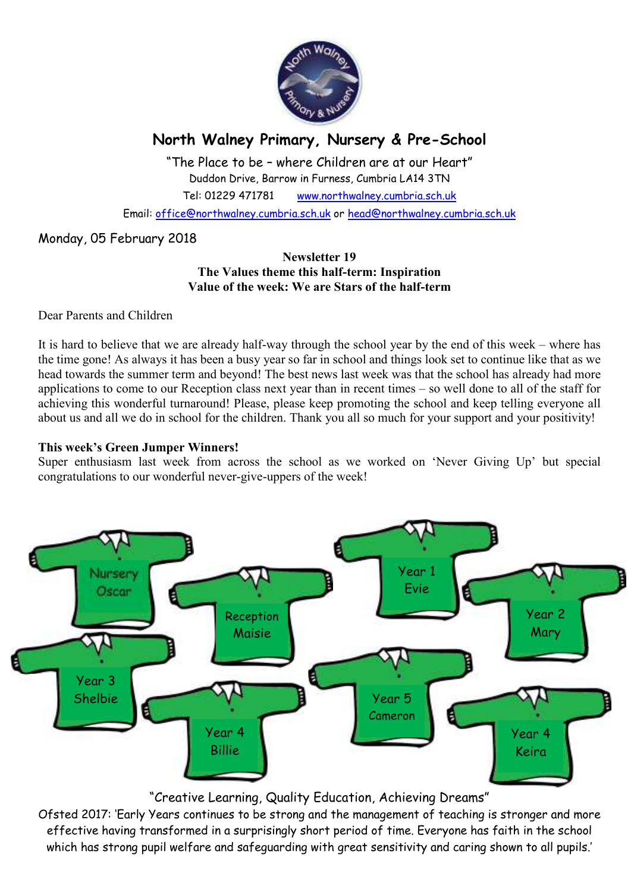# North Walney Primary, Nursery & Pre-School

"The Place to be – where Children are at our Heart"
Duddon Drive, Barrow in Furness, Cumbria LA14 3TN
Tel: 01229 471781 www.northwalney.cumbria.sch.uk
Email: office@northwalney.cumbria.sch.uk or head@northwalney.cumbria.sch.uk

Monday, 05 February 2018

**Newsletter 19**
**The Values theme this half-term: Inspiration**
**Value of the week: We are Stars of the half-term**

Dear Parents and Children

It is hard to believe that we are already half-way through the school year by the end of this week – where has the time gone! As always it has been a busy year so far in school and things look set to continue like that as we head towards the summer term and beyond! The best news last week was that the school has already had more applications to come to our Reception class next year than in recent times – so well done to all of the staff for achieving this wonderful turnaround! Please, please keep promoting the school and keep telling everyone all about us and all we do in school for the children. Thank you all so much for your support and your positivity!

**This week's Green Jumper Winners!**
Super enthusiasm last week from across the school as we worked on 'Never Giving Up' but special congratulations to our wonderful never-give-uppers of the week!

Nursery Oscar

Reception Maisie

Year 1 Evie

Year 2 Mary

Year 3 Shelbie

Year 4 Billie

Year 5 Cameron

Year 4 Keira

"Creative Learning, Quality Education, Achieving Dreams"
Ofsted 2017: 'Early Years continues to be strong and the management of teaching is stronger and more effective having transformed in a surprisingly short period of time. Everyone has faith in the school which has strong pupil welfare and safeguarding with great sensitivity and caring shown to all pupils.'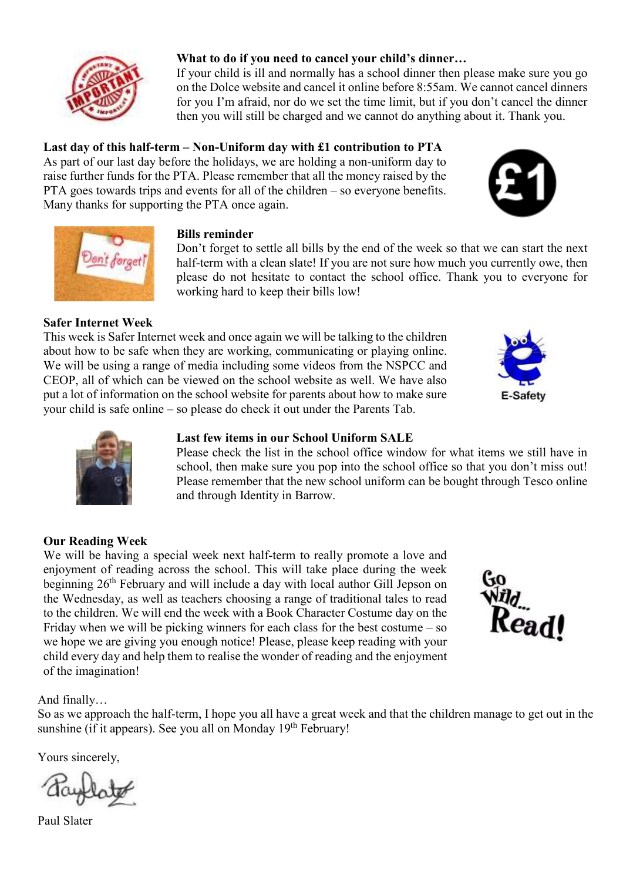**What to do if you need to cancel your child's dinner…**

If your child is ill and normally has a school dinner then please make sure you go on the Dolce website and cancel it online before 8:55am. We cannot cancel dinners for you I'm afraid, nor do we set the time limit, but if you don't cancel the dinner then you will still be charged and we cannot do anything about it. Thank you.

**Last day of this half-term – Non-Uniform day with £1 contribution to PTA**

As part of our last day before the holidays, we are holding a non-uniform day to raise further funds for the PTA. Please remember that all the money raised by the PTA goes towards trips and events for all of the children – so everyone benefits. Many thanks for supporting the PTA once again.

**Bills reminder**

Don't forget to settle all bills by the end of the week so that we can start the next half-term with a clean slate! If you are not sure how much you currently owe, then please do not hesitate to contact the school office. Thank you to everyone for working hard to keep their bills low!

**Safer Internet Week**

This week is Safer Internet week and once again we will be talking to the children about how to be safe when they are working, communicating or playing online. We will be using a range of media including some videos from the NSPCC and CEOP, all of which can be viewed on the school website as well. We have also put a lot of information on the school website for parents about how to make sure your child is safe online – so please do check it out under the Parents Tab.

**Last few items in our School Uniform SALE**

Please check the list in the school office window for what items we still have in school, then make sure you pop into the school office so that you don't miss out! Please remember that the new school uniform can be bought through Tesco online and through Identity in Barrow.

**Our Reading Week**

We will be having a special week next half-term to really promote a love and enjoyment of reading across the school. This will take place during the week beginning 26th February and will include a day with local author Gill Jepson on the Wednesday, as well as teachers choosing a range of traditional tales to read to the children. We will end the week with a Book Character Costume day on the Friday when we will be picking winners for each class for the best costume – so we hope we are giving you enough notice! Please, please keep reading with your child every day and help them to realise the wonder of reading and the enjoyment of the imagination!

And finally…

So as we approach the half-term, I hope you all have a great week and that the children manage to get out in the sunshine (if it appears). See you all on Monday 19th February!

Yours sincerely,

Paul Slater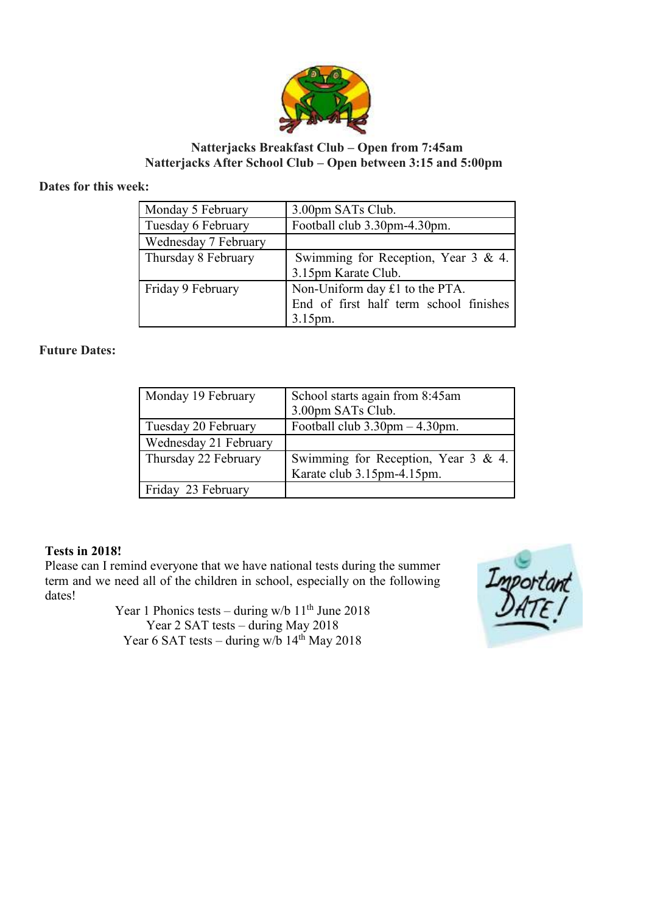**Natterjacks Breakfast Club – Open from 7:45am**
**Natterjacks After School Club – Open between 3:15 and 5:00pm**

**Dates for this week:**

| | |
|---|---|
| Monday 5 February | 3.00pm SATs Club. |
| Tuesday 6 February | Football club 3.30pm-4.30pm. |
| Wednesday 7 February | |
| Thursday 8 February | Swimming for Reception, Year 3 & 4. 3.15pm Karate Club. |
| Friday 9 February | Non-Uniform day £1 to the PTA. End of first half term school finishes 3.15pm. |

**Future Dates:**

| | |
|---|---|
| Monday 19 February | School starts again from 8:45am 3.00pm SATs Club. |
| Tuesday 20 February | Football club 3.30pm – 4.30pm. |
| Wednesday 21 February | |
| Thursday 22 February | Swimming for Reception, Year 3 & 4. Karate club 3.15pm-4.15pm. |
| Friday 23 February | |

**Tests in 2018!**

Please can I remind everyone that we have national tests during the summer term and we need all of the children in school, especially on the following dates!

Year 1 Phonics tests – during w/b 11th June 2018
Year 2 SAT tests – during May 2018
Year 6 SAT tests – during w/b 14th May 2018